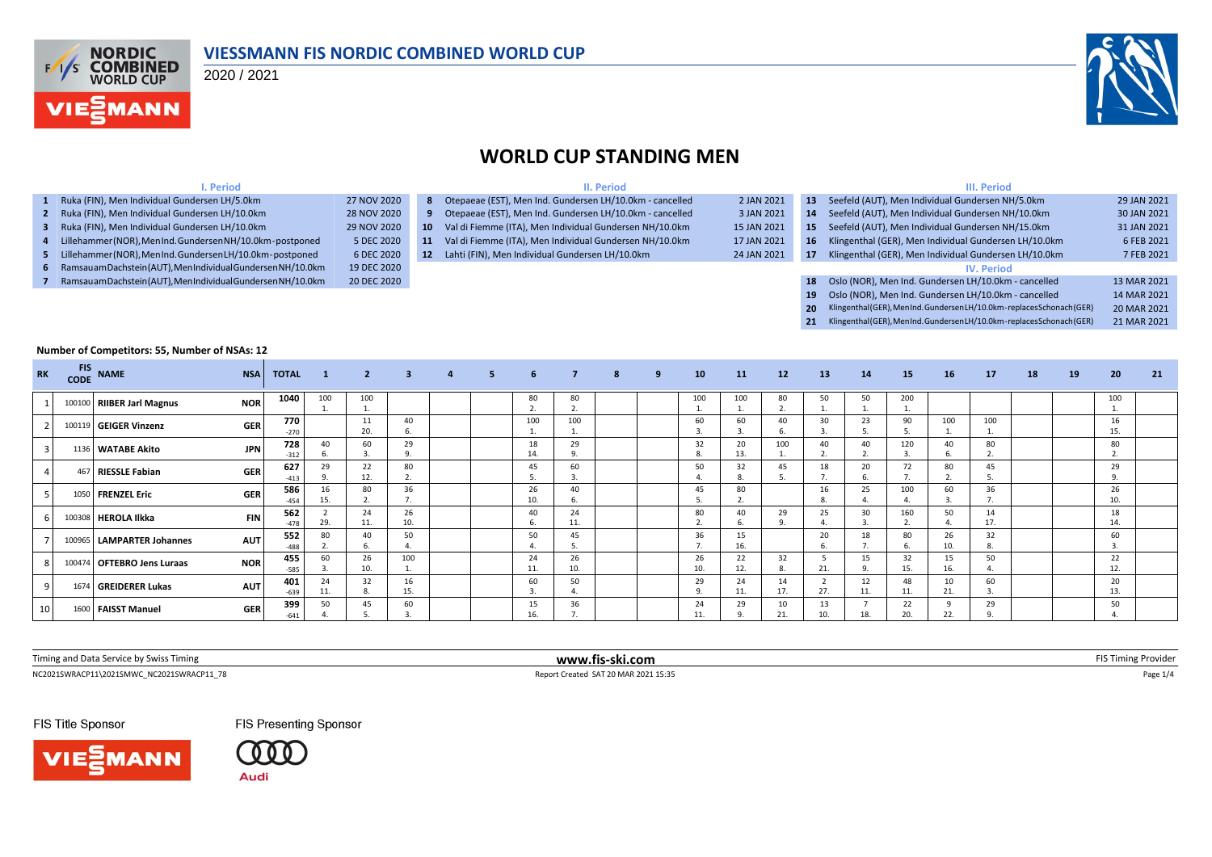# VIESSMANN FIS NORDIC COMBINED WORLD CUP

2020 / 2021

## WORLD CUP STANDING MEN

### I. Period

| # | Event | Date |
|---|---|---|
| 1 | Ruka (FIN), Men Individual Gundersen LH/5.0km | 27 NOV 2020 |
| 2 | Ruka (FIN), Men Individual Gundersen LH/10.0km | 28 NOV 2020 |
| 3 | Ruka (FIN), Men Individual Gundersen LH/10.0km | 29 NOV 2020 |
| 4 | Lillehammer(NOR),MenInd.GundersenNH/10.0km-postponed | 5 DEC 2020 |
| 5 | Lillehammer(NOR),MenInd.GundersenLH/10.0km-postponed | 6 DEC 2020 |
| 6 | RamsauamDachstein(AUT),MenIndividualGundersenNH/10.0km | 19 DEC 2020 |
| 7 | RamsauamDachstein(AUT),MenIndividualGundersenNH/10.0km | 20 DEC 2020 |

### II. Period

| # | Event | Date |
|---|---|---|
| 8 | Otepaeae (EST), Men Ind. Gundersen LH/10.0km - cancelled | 2 JAN 2021 |
| 9 | Otepaeae (EST), Men Ind. Gundersen LH/10.0km - cancelled | 3 JAN 2021 |
| 10 | Val di Fiemme (ITA), Men Individual Gundersen NH/10.0km | 15 JAN 2021 |
| 11 | Val di Fiemme (ITA), Men Individual Gundersen NH/10.0km | 17 JAN 2021 |
| 12 | Lahti (FIN), Men Individual Gundersen LH/10.0km | 24 JAN 2021 |

### III. Period

| # | Event | Date |
|---|---|---|
| 13 | Seefeld (AUT), Men Individual Gundersen NH/5.0km | 29 JAN 2021 |
| 14 | Seefeld (AUT), Men Individual Gundersen NH/10.0km | 30 JAN 2021 |
| 15 | Seefeld (AUT), Men Individual Gundersen NH/15.0km | 31 JAN 2021 |
| 16 | Klingenthal (GER), Men Individual Gundersen LH/10.0km | 6 FEB 2021 |
| 17 | Klingenthal (GER), Men Individual Gundersen LH/10.0km | 7 FEB 2021 |

### IV. Period

| # | Event | Date |
|---|---|---|
| 18 | Oslo (NOR), Men Ind. Gundersen LH/10.0km - cancelled | 13 MAR 2021 |
| 19 | Oslo (NOR), Men Ind. Gundersen LH/10.0km - cancelled | 14 MAR 2021 |
| 20 | Klingenthal(GER),MenInd.GundersenLH/10.0km-replacesSchonach(GER) | 20 MAR 2021 |
| 21 | Klingenthal(GER),MenInd.GundersenLH/10.0km-replacesSchonach(GER) | 21 MAR 2021 |

**Number of Competitors: 55, Number of NSAs: 12**

| RK | FIS CODE | NAME | NSA | TOTAL | 1 | 2 | 3 | 4 | 5 | 6 | 7 | 8 | 9 | 10 | 11 | 12 | 13 | 14 | 15 | 16 | 17 | 18 | 19 | 20 | 21 |
|---|---|---|---|---|---|---|---|---|---|---|---|---|---|---|---|---|---|---|---|---|---|---|---|---|---|
| 1 | 100100 | RIIBER Jarl Magnus | NOR | 1040 | 100 1. | 100 1. | | | | 80 2. | 80 2. | | | 100 1. | 100 1. | 80 2. | 50 1. | 50 1. | 200 1. | | | | | 100 1. | |
| 2 | 100119 | GEIGER Vinzenz | GER | 770 -270 | | 11 20. | 40 6. | | | 100 1. | 100 1. | | | 60 3. | 60 3. | 40 6. | 30 3. | 23 5. | 90 5. | 100 1. | 100 1. | | | 16 15. | |
| 3 | 1136 | WATABE Akito | JPN | 728 -312 | 40 6. | 60 3. | 29 9. | | | 18 14. | 29 9. | | | 32 8. | 20 13. | 100 1. | 40 2. | 40 2. | 120 3. | 40 6. | 80 2. | | | 80 2. | |
| 4 | 467 | RIESSLE Fabian | GER | 627 -413 | 29 9. | 22 12. | 80 2. | | | 45 5. | 60 3. | | | 50 4. | 32 8. | 45 5. | 18 7. | 20 6. | 72 7. | 80 2. | 45 5. | | | 29 9. | |
| 5 | 1050 | FRENZEL Eric | GER | 586 -454 | 16 15. | 80 2. | 36 7. | | | 26 10. | 40 6. | | | 45 5. | 80 2. | | 16 8. | 25 4. | 100 4. | 60 3. | 36 7. | | | 26 10. | |
| 6 | 100308 | HEROLA Ilkka | FIN | 562 -478 | 2 29. | 24 11. | 26 10. | | | 40 6. | 24 11. | | | 80 2. | 40 6. | 29 9. | 25 4. | 30 3. | 160 2. | 50 4. | 14 17. | | | 18 14. | |
| 7 | 100965 | LAMPARTER Johannes | AUT | 552 -488 | 80 2. | 40 6. | 50 4. | | | 50 4. | 45 5. | | | 36 7. | 15 16. | | 20 6. | 18 7. | 80 6. | 26 10. | 32 8. | | | 60 3. | |
| 8 | 100474 | OFTEBRO Jens Luraas | NOR | 455 -585 | 60 3. | 26 10. | 100 1. | | | 24 11. | 26 10. | | | 26 10. | 22 12. | 32 8. | 5 21. | 15 9. | 32 15. | 15 16. | 50 4. | | | 22 12. | |
| 9 | 1674 | GREIDERER Lukas | AUT | 401 -639 | 24 11. | 32 8. | 16 15. | | | 60 3. | 50 4. | | | 29 9. | 24 11. | 14 17. | 2 27. | 12 11. | 48 11. | 10 21. | 60 3. | | | 20 13. | |
| 10 | 1600 | FAISST Manuel | GER | 399 -641 | 50 4. | 45 5. | 60 3. | | | 15 16. | 36 7. | | | 24 11. | 29 9. | 10 21. | 13 10. | 7 18. | 22 20. | 9 22. | 29 9. | | | 50 4. | |

Timing and Data Service by Swiss Timing — www.fis-ski.com — FIS Timing Provider

NC2021SWRACP11\2021SMWC_NC2021SWRACP11_78 — Report Created SAT 20 MAR 2021 15:35

FIS Title Sponsor: VIESSMANN — FIS Presenting Sponsor: Audi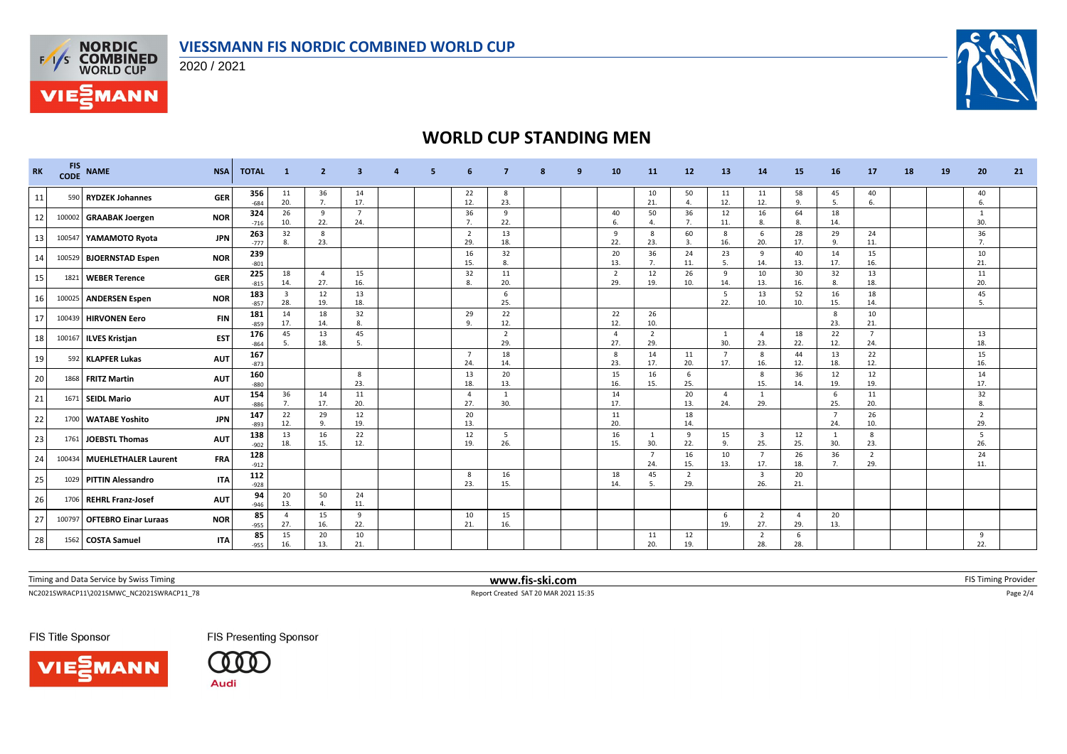# VIESSMANN FIS NORDIC COMBINED WORLD CUP

2020 / 2021

## WORLD CUP STANDING MEN

| RK | FIS CODE | NAME | NSA | TOTAL | 1 | 2 | 3 | 4 | 5 | 6 | 7 | 8 | 9 | 10 | 11 | 12 | 13 | 14 | 15 | 16 | 17 | 18 | 19 | 20 | 21 |
|---|---|---|---|---|---|---|---|---|---|---|---|---|---|---|---|---|---|---|---|---|---|---|---|---|---|
| 11 | 590 | RYDZEK Johannes | GER | 356 -684 | 11 20. | 36 7. | 14 17. | | | 22 12. | 8 23. | | | | 10 21. | 50 4. | 11 12. | 11 12. | 58 9. | 45 5. | 40 6. | | | 40 6. | |
| 12 | 100002 | GRAABAK Joergen | NOR | 324 -716 | 26 10. | 9 22. | 7 24. | | | 36 7. | 9 22. | | | 40 6. | 50 4. | 36 7. | 12 11. | 16 8. | 64 8. | 18 14. | | | | 1 30. | |
| 13 | 100547 | YAMAMOTO Ryota | JPN | 263 -777 | 32 8. | 8 23. | | | | 2 29. | 13 18. | | | 9 22. | 8 23. | 60 3. | 8 16. | 6 20. | 28 17. | 29 9. | 24 11. | | | 36 7. | |
| 14 | 100529 | BJOERNSTAD Espen | NOR | 239 -801 | | | | | | 16 15. | 32 8. | | | 20 13. | 36 7. | 24 11. | 23 5. | 9 14. | 40 13. | 14 17. | 15 16. | | | 10 21. | |
| 15 | 1821 | WEBER Terence | GER | 225 -815 | 18 14. | 4 27. | 15 16. | | | 32 8. | 11 20. | | | 2 29. | 12 19. | 26 10. | 9 14. | 10 13. | 30 16. | 32 8. | 13 18. | | | 11 20. | |
| 16 | 100025 | ANDERSEN Espen | NOR | 183 -857 | 3 28. | 12 19. | 13 18. | | | | 6 25. | | | | | | 5 22. | 13 10. | 52 10. | 16 15. | 18 14. | | | 45 5. | |
| 17 | 100439 | HIRVONEN Eero | FIN | 181 -859 | 14 17. | 18 14. | 32 8. | | | 29 9. | 22 12. | | | 22 12. | 26 10. | | | | | 8 23. | 10 21. | | | | |
| 18 | 100167 | ILVES Kristjan | EST | 176 -864 | 45 5. | 13 18. | 45 5. | | | | 2 29. | | | 4 27. | 2 29. | | 1 30. | 4 23. | 18 22. | 22 12. | 7 24. | | | 13 18. | |
| 19 | 592 | KLAPFER Lukas | AUT | 167 -873 | | | | | | 7 24. | 18 14. | | | 8 23. | 14 17. | 11 20. | 7 17. | 8 16. | 44 12. | 13 18. | 22 12. | | | 15 16. | |
| 20 | 1868 | FRITZ Martin | AUT | 160 -880 | | | 8 23. | | | 13 18. | 20 13. | | | 15 16. | 16 15. | 6 25. | | 8 15. | 36 14. | 12 19. | 12 19. | | | 14 17. | |
| 21 | 1671 | SEIDL Mario | AUT | 154 -886 | 36 7. | 14 17. | 11 20. | | | 4 27. | 1 30. | | | 14 17. | | 20 13. | 4 24. | 1 29. | | 6 25. | 11 20. | | | 32 8. | |
| 22 | 1700 | WATABE Yoshito | JPN | 147 -893 | 22 12. | 29 9. | 12 19. | | | 20 13. | | | | 11 20. | | 18 14. | | | | 7 24. | 26 10. | | | 2 29. | |
| 23 | 1761 | JOEBSTL Thomas | AUT | 138 -902 | 13 18. | 16 15. | 22 12. | | | 12 19. | 5 26. | | | 16 15. | 1 30. | 9 22. | 15 9. | 3 25. | 12 25. | 1 30. | 8 23. | | | 5 26. | |
| 24 | 100434 | MUEHLETHALER Laurent | FRA | 128 -912 | | | | | | | | | | | 7 24. | 16 15. | 10 13. | 7 17. | 26 18. | 36 7. | 2 29. | | | 24 11. | |
| 25 | 1029 | PITTIN Alessandro | ITA | 112 -928 | | | | | | 8 23. | 16 15. | | | 18 14. | 45 5. | 2 29. | | 3 26. | 20 21. | | | | | | |
| 26 | 1706 | REHRL Franz-Josef | AUT | 94 -946 | 20 13. | 50 4. | 24 11. | | | | | | | | | | | | | | | | | | |
| 27 | 100797 | OFTEBRO Einar Luraas | NOR | 85 -955 | 4 27. | 15 16. | 9 22. | | | 10 21. | 15 16. | | | | | | 6 19. | 2 27. | 4 29. | 20 13. | | | | | |
| 28 | 1562 | COSTA Samuel | ITA | 85 -955 | 15 16. | 20 13. | 10 21. | | | | | | | | 11 20. | 12 19. | | 2 28. | 6 28. | | | | | 9 22. | |

Timing and Data Service by Swiss Timing — www.fis-ski.com — FIS Timing Provider

NC2021SWRACP11\2021SMWC_NC2021SWRACP11_78 — Report Created SAT 20 MAR 2021 15:35

FIS Title Sponsor: VIESSMANN — FIS Presenting Sponsor: Audi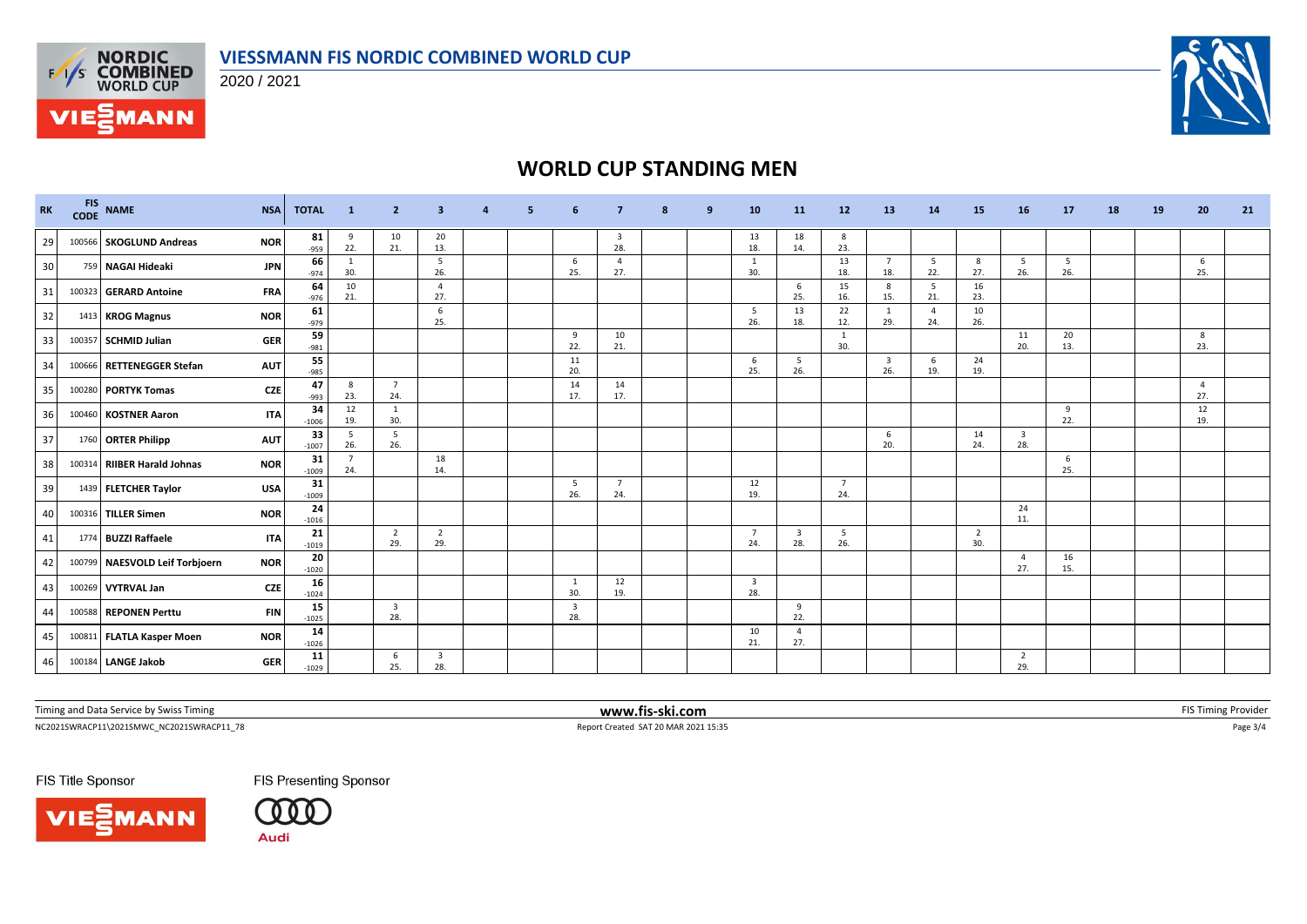# VIESSMANN FIS NORDIC COMBINED WORLD CUP

2020 / 2021

## WORLD CUP STANDING MEN

| RK | FIS CODE | NAME | NSA | TOTAL | 1 | 2 | 3 | 4 | 5 | 6 | 7 | 8 | 9 | 10 | 11 | 12 | 13 | 14 | 15 | 16 | 17 | 18 | 19 | 20 | 21 |
|---|---|---|---|---|---|---|---|---|---|---|---|---|---|---|---|---|---|---|---|---|---|---|---|---|---|
| 29 | 100566 | **SKOGLUND Andreas** | NOR | **81** -959 | 9 22. | 10 21. | 20 13. | | | | 3 28. | | | 13 18. | 18 14. | 8 23. | | | | | | | | | |
| 30 | 759 | **NAGAI Hideaki** | JPN | **66** -974 | 1 30. | | 5 26. | | | 6 25. | 4 27. | | | 1 30. | | 13 18. | 7 18. | 5 22. | 8 27. | 5 26. | 5 26. | | | 6 25. | |
| 31 | 100323 | **GERARD Antoine** | FRA | **64** -976 | 10 21. | | 4 27. | | | | | | | | 6 25. | 15 16. | 8 15. | 5 21. | 16 23. | | | | | | |
| 32 | 1413 | **KROG Magnus** | NOR | **61** -979 | | | 6 25. | | | | | | | 5 26. | 13 18. | 22 12. | 1 29. | 4 24. | 10 26. | | | | | | |
| 33 | 100357 | **SCHMID Julian** | GER | **59** -981 | | | | | | 9 22. | 10 21. | | | | | 1 30. | | | | 11 20. | 20 13. | | | 8 23. | |
| 34 | 100666 | **RETTENEGGER Stefan** | AUT | **55** -985 | | | | | | 11 20. | | | | 6 25. | 5 26. | | 3 26. | 6 19. | 24 19. | | | | | | |
| 35 | 100280 | **PORTYK Tomas** | CZE | **47** -993 | 8 23. | 7 24. | | | | 14 17. | 14 17. | | | | | | | | | | | | | 4 27. | |
| 36 | 100460 | **KOSTNER Aaron** | ITA | **34** -1006 | 12 19. | 1 30. | | | | | | | | | | | | | | | 9 22. | | | 12 19. | |
| 37 | 1760 | **ORTER Philipp** | AUT | **33** -1007 | 5 26. | 5 26. | | | | | | | | | | | 6 20. | | 14 24. | 3 28. | | | | | |
| 38 | 100314 | **RIIBER Harald Johnas** | NOR | **31** -1009 | 7 24. | | 18 14. | | | | | | | | | | | | | | 6 25. | | | | |
| 39 | 1439 | **FLETCHER Taylor** | USA | **31** -1009 | | | | | | 5 26. | 7 24. | | | 12 19. | | 7 24. | | | | | | | | | |
| 40 | 100316 | **TILLER Simen** | NOR | **24** -1016 | | | | | | | | | | | | | | | | 24 11. | | | | | |
| 41 | 1774 | **BUZZI Raffaele** | ITA | **21** -1019 | | 2 29. | 2 29. | | | | | | | 7 24. | 3 28. | 5 26. | | | 2 30. | | | | | | |
| 42 | 100799 | **NAESVOLD Leif Torbjoern** | NOR | **20** -1020 | | | | | | | | | | | | | | | | 4 27. | 16 15. | | | | |
| 43 | 100269 | **VYTRVAL Jan** | CZE | **16** -1024 | | | | | | 1 30. | 12 19. | | | 3 28. | | | | | | | | | | | |
| 44 | 100588 | **REPONEN Perttu** | FIN | **15** -1025 | | 3 28. | | | | 3 28. | | | | | 9 22. | | | | | | | | | | |
| 45 | 100811 | **FLATLA Kasper Moen** | NOR | **14** -1026 | | | | | | | | | | 10 21. | 4 27. | | | | | | | | | | |
| 46 | 100184 | **LANGE Jakob** | GER | **11** -1029 | | 6 25. | 3 28. | | | | | | | | | | | | | 2 29. | | | | | |

Timing and Data Service by Swiss Timing

www.fis-ski.com

NC2021SWRACP11\2021SMWC_NC2021SWRACP11_78

Report Created SAT 20 MAR 2021 15:35

FIS Timing Provider

FIS Title Sponsor

FIS Presenting Sponsor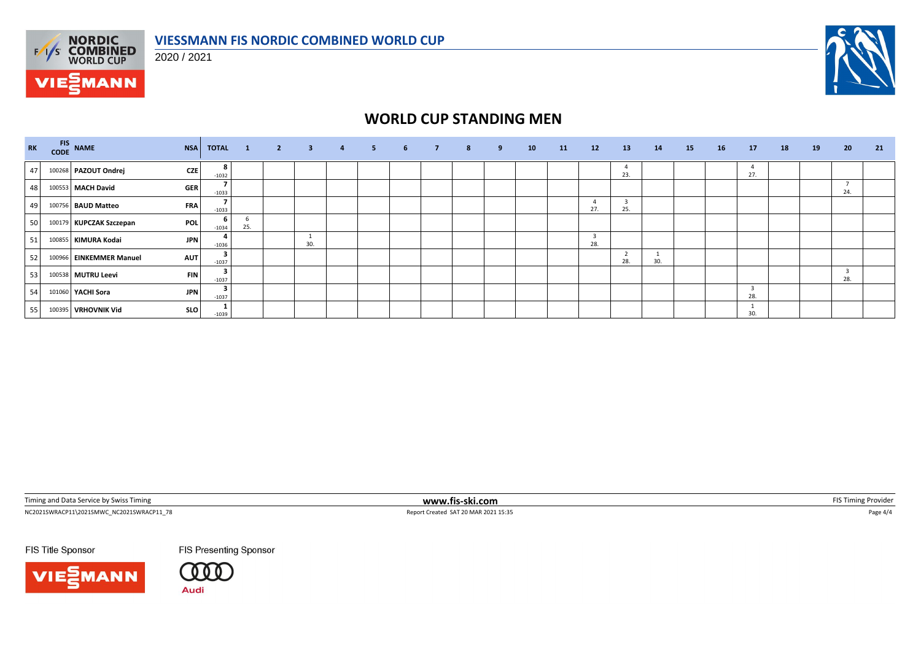# WORLD CUP STANDING MEN

| RK | FIS CODE | NAME | NSA | TOTAL | 1 | 2 | 3 | 4 | 5 | 6 | 7 | 8 | 9 | 10 | 11 | 12 | 13 | 14 | 15 | 16 | 17 | 18 | 19 | 20 | 21 |
|---|---|---|---|---|---|---|---|---|---|---|---|---|---|---|---|---|---|---|---|---|---|---|---|---|---|
| 47 | 100268 | PAZOUT Ondrej | CZE | 8 -1032 | | | | | | | | | | | | | 4 23. | | | | 4 27. | | | | |
| 48 | 100553 | MACH David | GER | 7 -1033 | | | | | | | | | | | | | | | | | | | | 7 24. | |
| 49 | 100756 | BAUD Matteo | FRA | 7 -1033 | | | | | | | | | | | | 4 27. | 3 25. | | | | | | | | |
| 50 | 100179 | KUPCZAK Szczepan | POL | 6 -1034 | 6 25. | | | | | | | | | | | | | | | | | | | | |
| 51 | 100855 | KIMURA Kodai | JPN | 4 -1036 | | | 1 30. | | | | | | | | | 3 28. | | | | | | | | | |
| 52 | 100966 | EINKEMMER Manuel | AUT | 3 -1037 | | | | | | | | | | | | | 2 28. | 1 30. | | | | | | | |
| 53 | 100538 | MUTRU Leevi | FIN | 3 -1037 | | | | | | | | | | | | | | | | | | | | 3 28. | |
| 54 | 101060 | YACHI Sora | JPN | 3 -1037 | | | | | | | | | | | | | | | | | 3 28. | | | | |
| 55 | 100395 | VRHOVNIK Vid | SLO | 1 -1039 | | | | | | | | | | | | | | | | | 1 30. | | | | |

Timing and Data Service by Swiss Timing

www.fis-ski.com

FIS Timing Provider

NC2021SWRACP11\2021SMWC_NC2021SWRACP11_78

Report Created SAT 20 MAR 2021 15:35

FIS Title Sponsor

FIS Presenting Sponsor